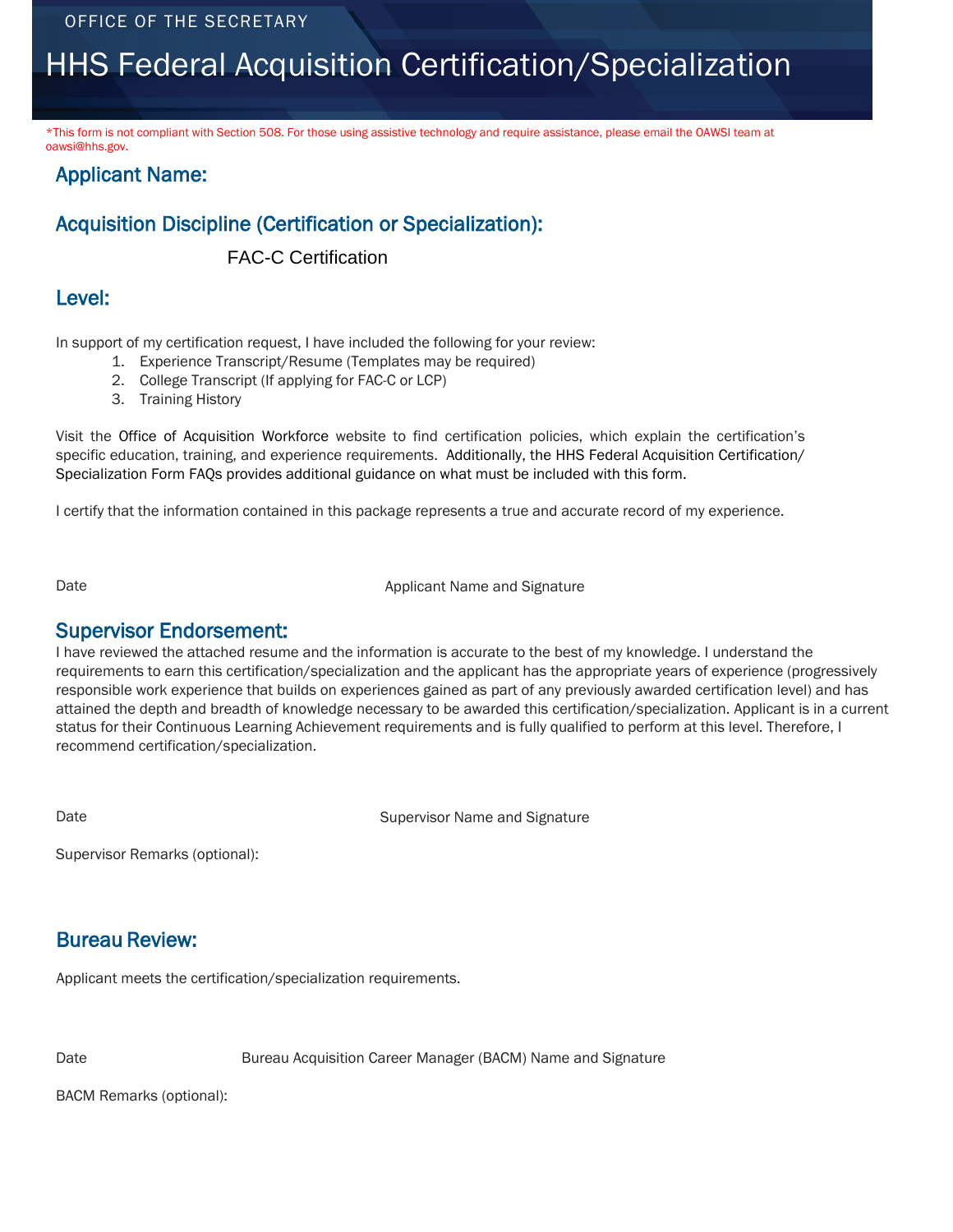OFFICE OF THE SECRETARY

# HHS Federal Acquisition Certification/Specialization

*This form is not compliant with Section 508. For those using assistive technology and require assistance, please email the OAWSI team at oawsi@hhs.gov.

## Applicant Name:

## Acquisition Discipline (Certification or Specialization):

FAC-C Certification

## Level:

In support of my certification request, I have included the following for your review:

1. Experience Transcript/Resume (Templates may be required)
2. College Transcript (If applying for FAC-C or LCP)
3. Training History

Visit the Office of Acquisition Workforce website to find certification policies, which explain the certification's specific education, training, and experience requirements. Additionally, the HHS Federal Acquisition Certification/ Specialization Form FAQs provides additional guidance on what must be included with this form.

I certify that the information contained in this package represents a true and accurate record of my experience.

Date | Applicant Name and Signature

## Supervisor Endorsement:

I have reviewed the attached resume and the information is accurate to the best of my knowledge. I understand the requirements to earn this certification/specialization and the applicant has the appropriate years of experience (progressively responsible work experience that builds on experiences gained as part of any previously awarded certification level) and has attained the depth and breadth of knowledge necessary to be awarded this certification/specialization. Applicant is in a current status for their Continuous Learning Achievement requirements and is fully qualified to perform at this level. Therefore, I recommend certification/specialization.

Date | Supervisor Name and Signature

Supervisor Remarks (optional):

## Bureau Review:

Applicant meets the certification/specialization requirements.

Date | Bureau Acquisition Career Manager (BACM) Name and Signature

BACM Remarks (optional):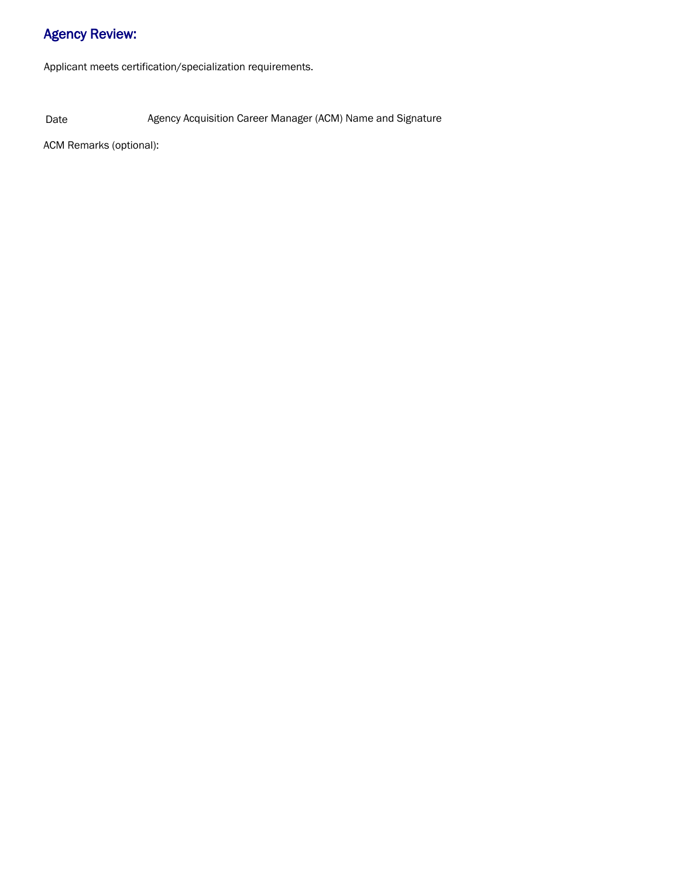## Agency Review:

Applicant meets certification/specialization requirements.

Date                    Agency Acquisition Career Manager (ACM) Name and Signature

ACM Remarks (optional):